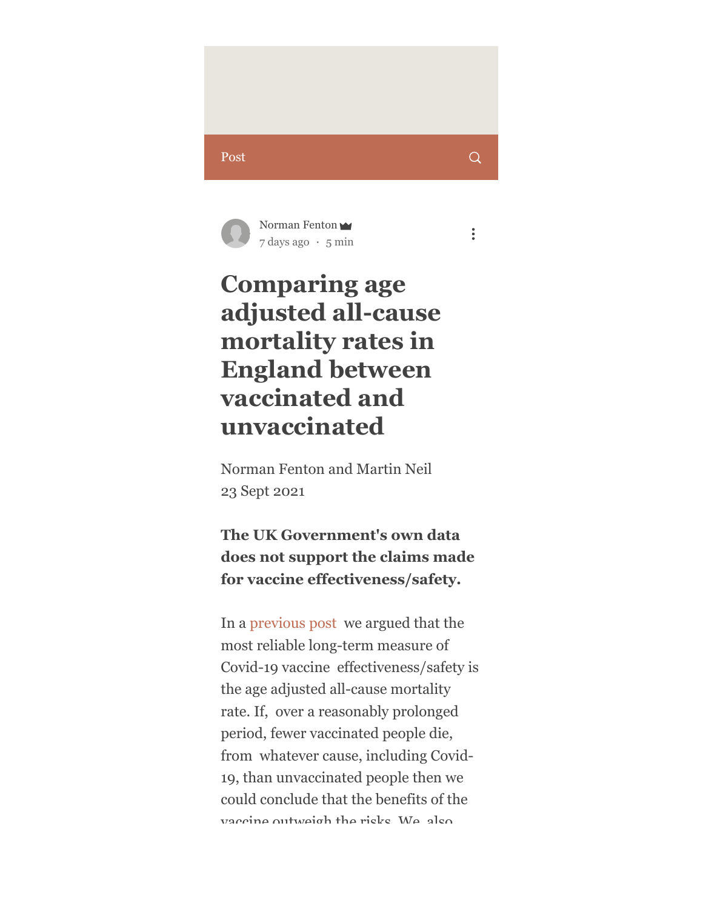Post

Norman Fenton
7 days ago · 5 min

# Comparing age adjusted all-cause mortality rates in England between vaccinated and unvaccinated

Norman Fenton and Martin Neil
23 Sept 2021

**The UK Government's own data does not support the claims made for vaccine effectiveness/safety.**

In a previous post we argued that the most reliable long-term measure of Covid-19 vaccine effectiveness/safety is the age adjusted all-cause mortality rate. If, over a reasonably prolonged period, fewer vaccinated people die, from whatever cause, including Covid-19, than unvaccinated people then we could conclude that the benefits of the vaccine outweigh the risks. We also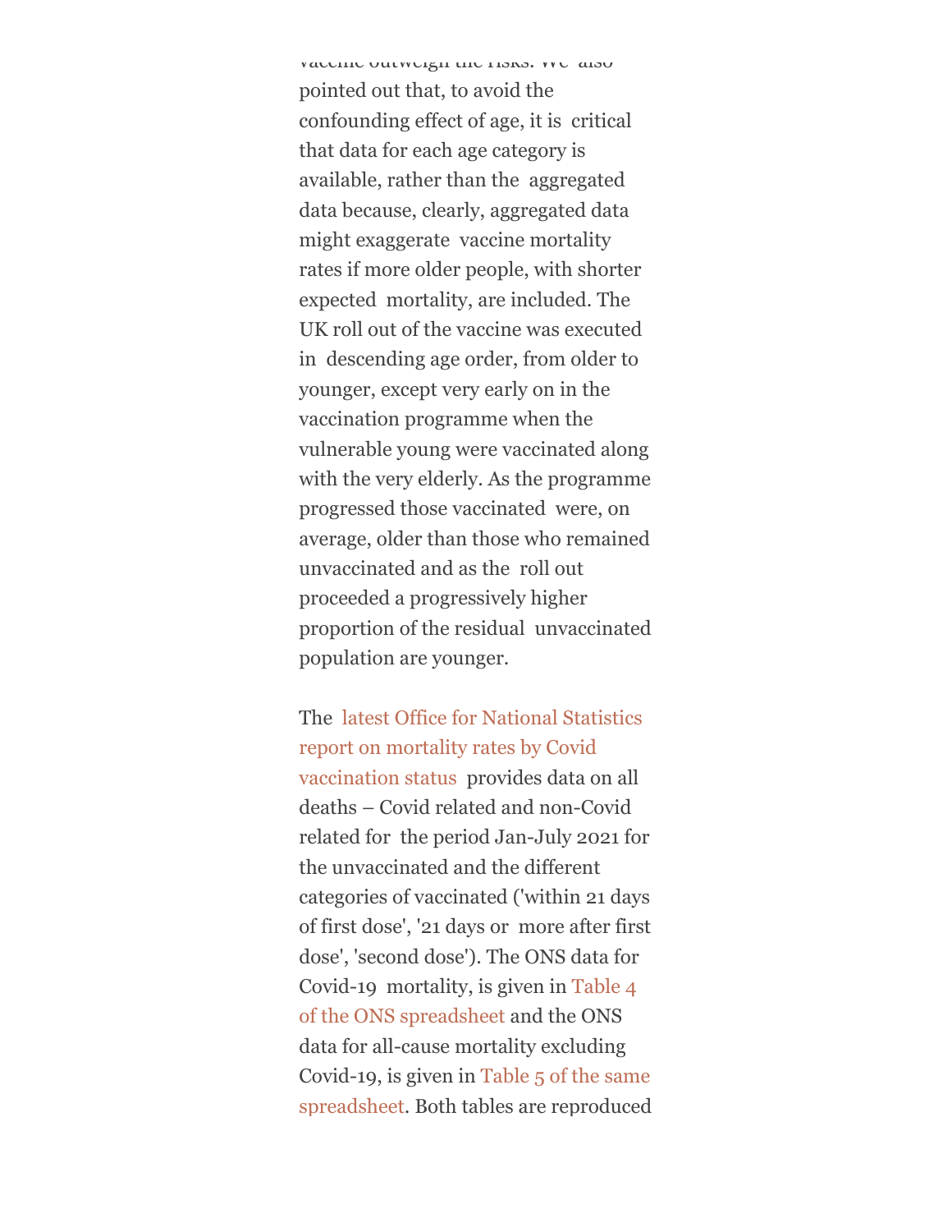vaccine outweigh the risks. We also pointed out that, to avoid the confounding effect of age, it is critical that data for each age category is available, rather than the aggregated data because, clearly, aggregated data might exaggerate vaccine mortality rates if more older people, with shorter expected mortality, are included. The UK roll out of the vaccine was executed in descending age order, from older to younger, except very early on in the vaccination programme when the vulnerable young were vaccinated along with the very elderly. As the programme progressed those vaccinated were, on average, older than those who remained unvaccinated and as the roll out proceeded a progressively higher proportion of the residual unvaccinated population are younger.

The latest Office for National Statistics report on mortality rates by Covid vaccination status provides data on all deaths – Covid related and non-Covid related for the period Jan-July 2021 for the unvaccinated and the different categories of vaccinated ('within 21 days of first dose', '21 days or more after first dose', 'second dose'). The ONS data for Covid-19 mortality, is given in Table 4 of the ONS spreadsheet and the ONS data for all-cause mortality excluding Covid-19, is given in Table 5 of the same spreadsheet. Both tables are reproduced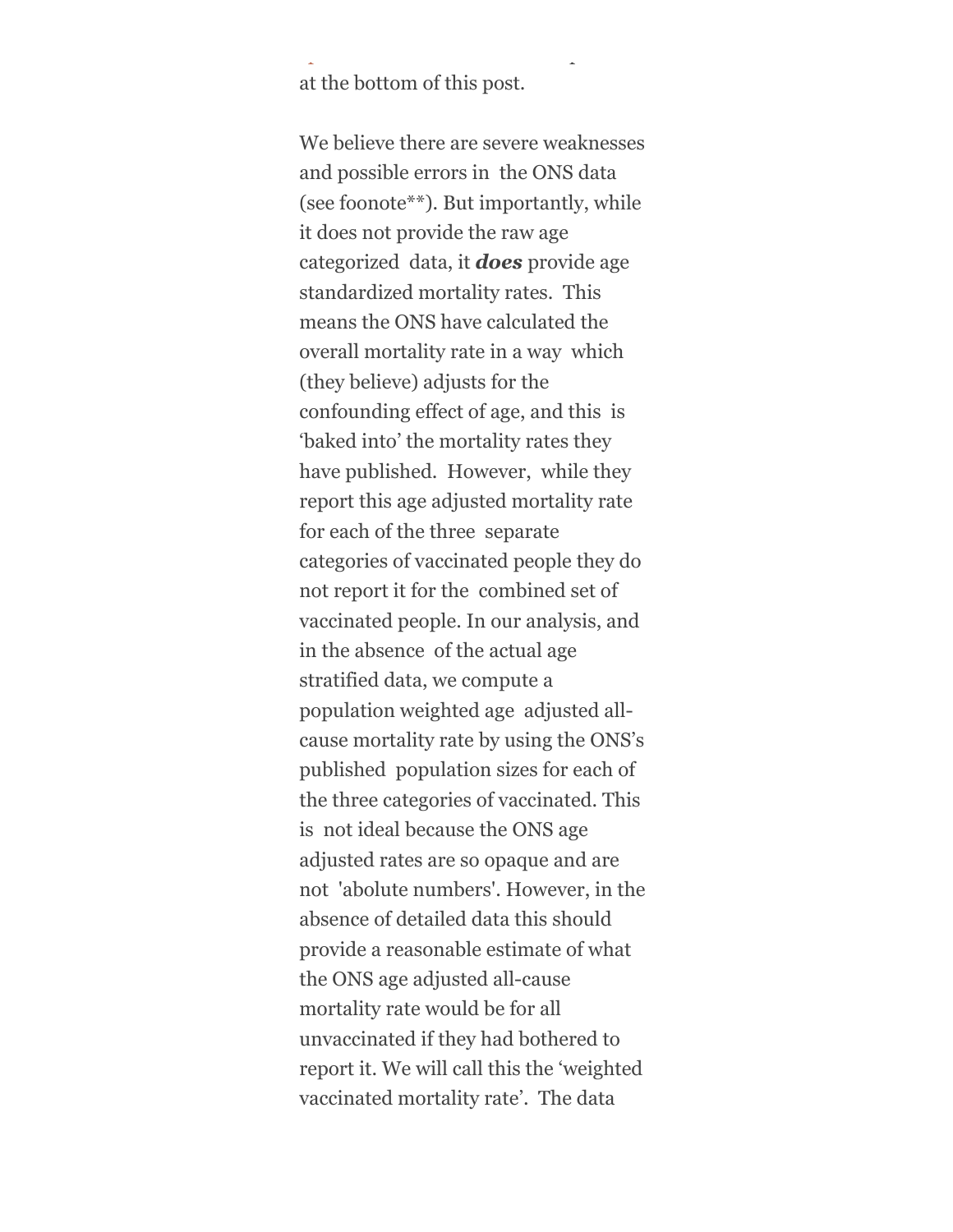at the bottom of this post.

We believe there are severe weaknesses and possible errors in the ONS data (see foonote**). But importantly, while it does not provide the raw age categorized data, it ***does*** provide age standardized mortality rates. This means the ONS have calculated the overall mortality rate in a way which (they believe) adjusts for the confounding effect of age, and this is 'baked into' the mortality rates they have published. However, while they report this age adjusted mortality rate for each of the three separate categories of vaccinated people they do not report it for the combined set of vaccinated people. In our analysis, and in the absence of the actual age stratified data, we compute a population weighted age adjusted all-cause mortality rate by using the ONS's published population sizes for each of the three categories of vaccinated. This is not ideal because the ONS age adjusted rates are so opaque and are not 'abolute numbers'. However, in the absence of detailed data this should provide a reasonable estimate of what the ONS age adjusted all-cause mortality rate would be for all unvaccinated if they had bothered to report it. We will call this the 'weighted vaccinated mortality rate'. The data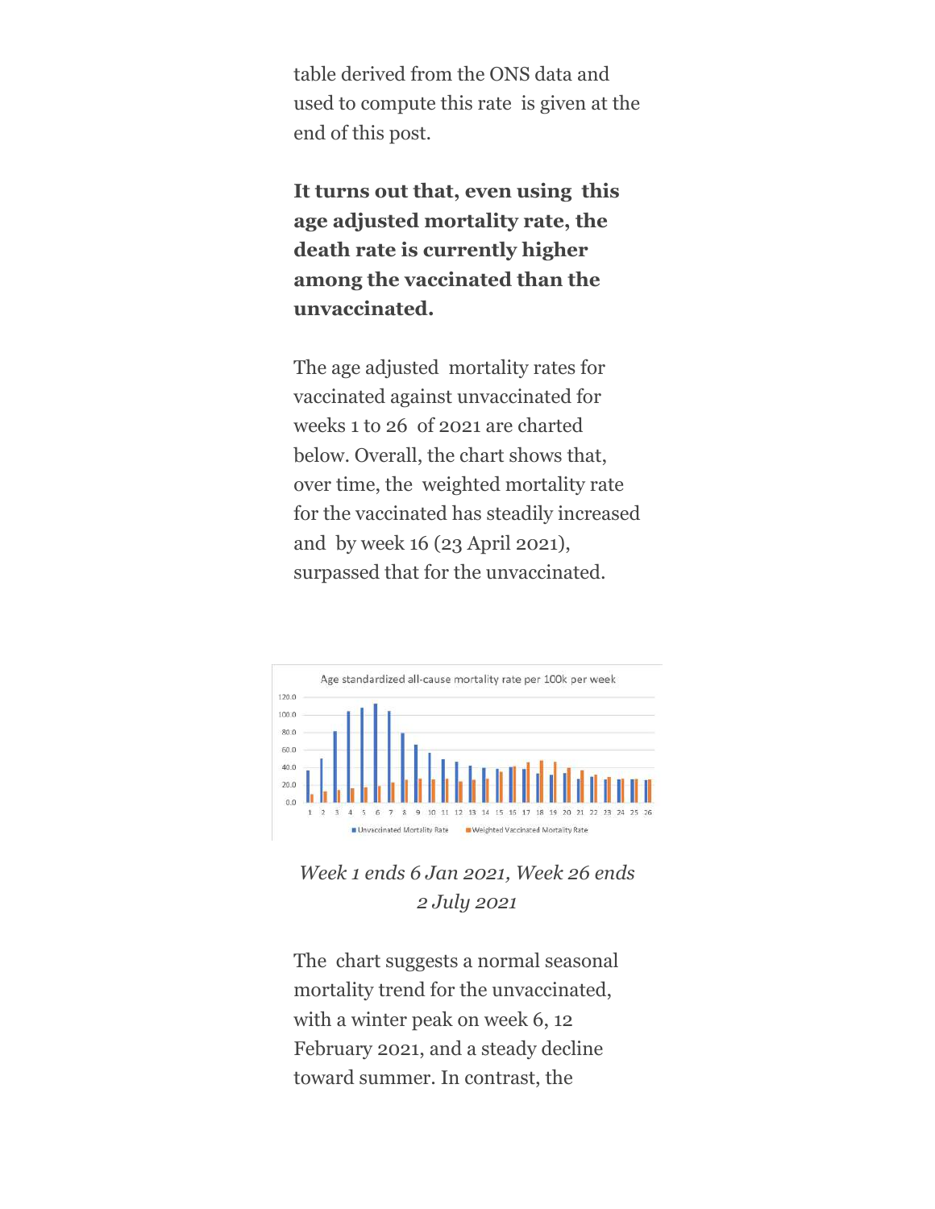table derived from the ONS data and used to compute this rate is given at the end of this post.

**It turns out that, even using this age adjusted mortality rate, the death rate is currently higher among the vaccinated than the unvaccinated.**

The age adjusted mortality rates for vaccinated against unvaccinated for weeks 1 to 26 of 2021 are charted below. Overall, the chart shows that, over time, the weighted mortality rate for the vaccinated has steadily increased and by week 16 (23 April 2021), surpassed that for the unvaccinated.

Age standardized all-cause mortality rate per 100k per week

120.0
100.0
80.0
60.0
40.0
20.0
0.0

1 2 3 4 5 6 7 8 9 10 11 12 13 14 15 16 17 18 19 20 21 22 23 24 25 26

Unvaccinated Mortality Rate
Weighted Vaccinated Mortality Rate

*Week 1 ends 6 Jan 2021, Week 26 ends 2 July 2021*

The chart suggests a normal seasonal mortality trend for the unvaccinated, with a winter peak on week 6, 12 February 2021, and a steady decline toward summer. In contrast, the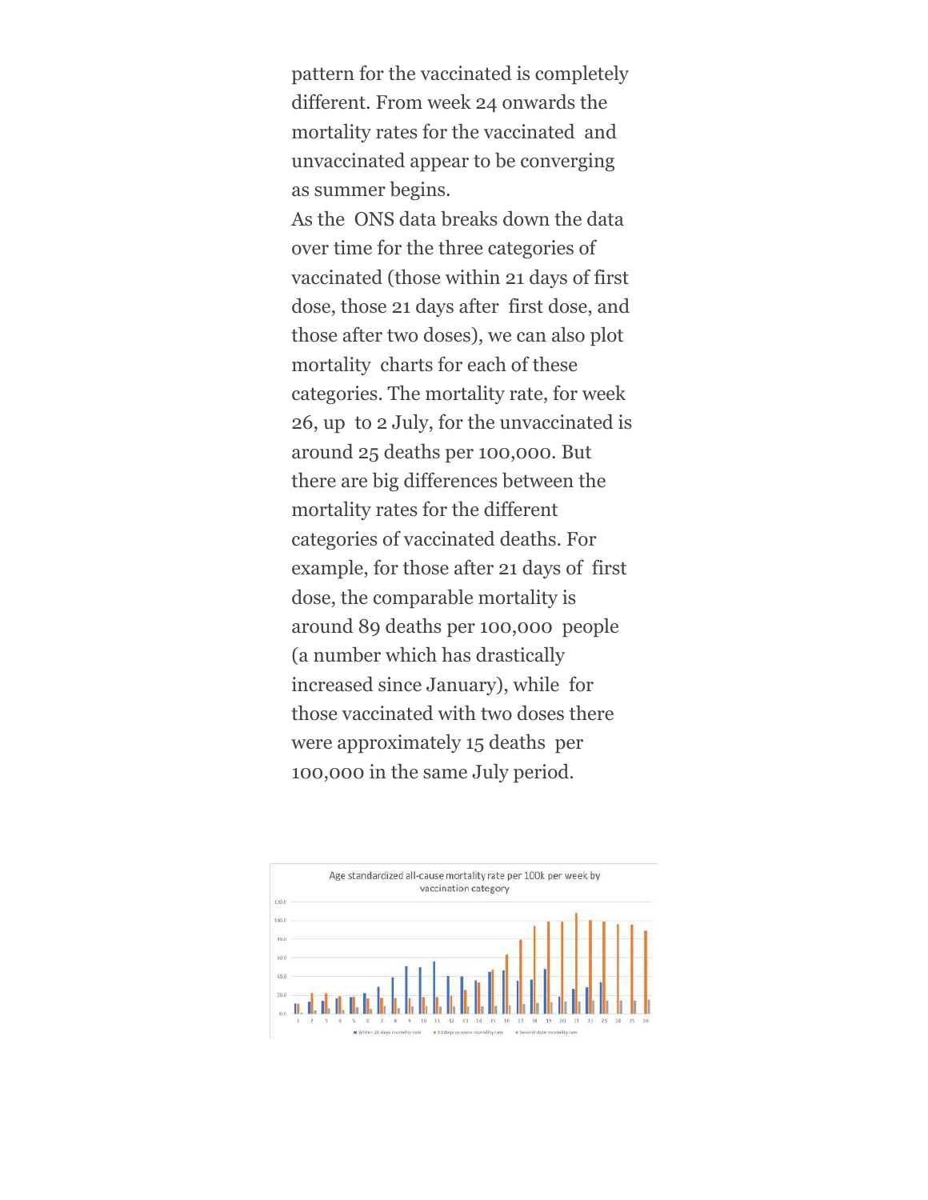pattern for the vaccinated is completely different. From week 24 onwards the mortality rates for the vaccinated and unvaccinated appear to be converging as summer begins.

As the ONS data breaks down the data over time for the three categories of vaccinated (those within 21 days of first dose, those 21 days after first dose, and those after two doses), we can also plot mortality charts for each of these categories. The mortality rate, for week 26, up to 2 July, for the unvaccinated is around 25 deaths per 100,000. But there are big differences between the mortality rates for the different categories of vaccinated deaths. For example, for those after 21 days of first dose, the comparable mortality is around 89 deaths per 100,000 people (a number which has drastically increased since January), while for those vaccinated with two doses there were approximately 15 deaths per 100,000 in the same July period.

Age standardized all-cause mortality rate per 100k per week by vaccination category

120.0
100.0
80.0
60.0
40.0
20.0
0.0

1 2 3 4 5 6 7 8 9 10 11 12 13 14 15 16 17 18 19 20 21 22 23 24 25 26

Within 21 days mortality rate
21 days or more mortality rate
Second dose mortality rate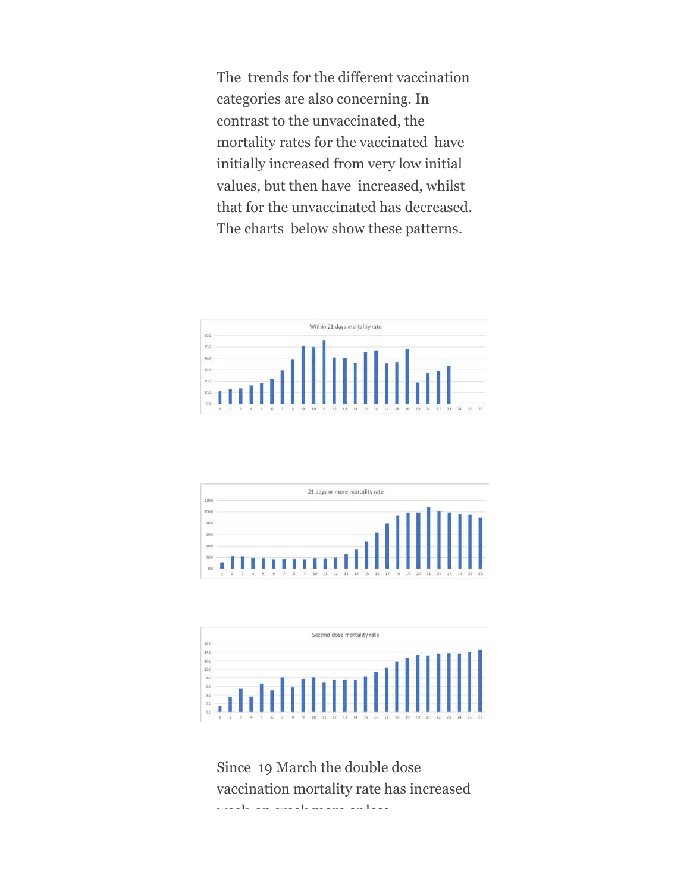The trends for the different vaccination categories are also concerning. In contrast to the unvaccinated, the mortality rates for the vaccinated have initially increased from very low initial values, but then have increased, whilst that for the unvaccinated has decreased. The charts below show these patterns.

Within 21 days mortality rate

60.0
50.0
40.0
30.0
20.0
10.0
0.0

1 2 3 4 5 6 7 8 9 10 11 12 13 14 15 16 17 18 19 20 21 22 23 24 25 26

21 days or more mortality rate

120.0
100.0
80.0
60.0
40.0
20.0
0.0

1 2 3 4 5 6 7 8 9 10 11 12 13 14 15 16 17 18 19 20 21 22 23 24 25 26

Second dose mortality rate

16.0
14.0
12.0
10.0
8.0
6.0
4.0
2.0
0.0

1 2 3 4 5 6 7 8 9 10 11 12 13 14 15 16 17 18 19 20 21 22 23 24 25 26

Since 19 March the double dose vaccination mortality rate has increased week on week more or less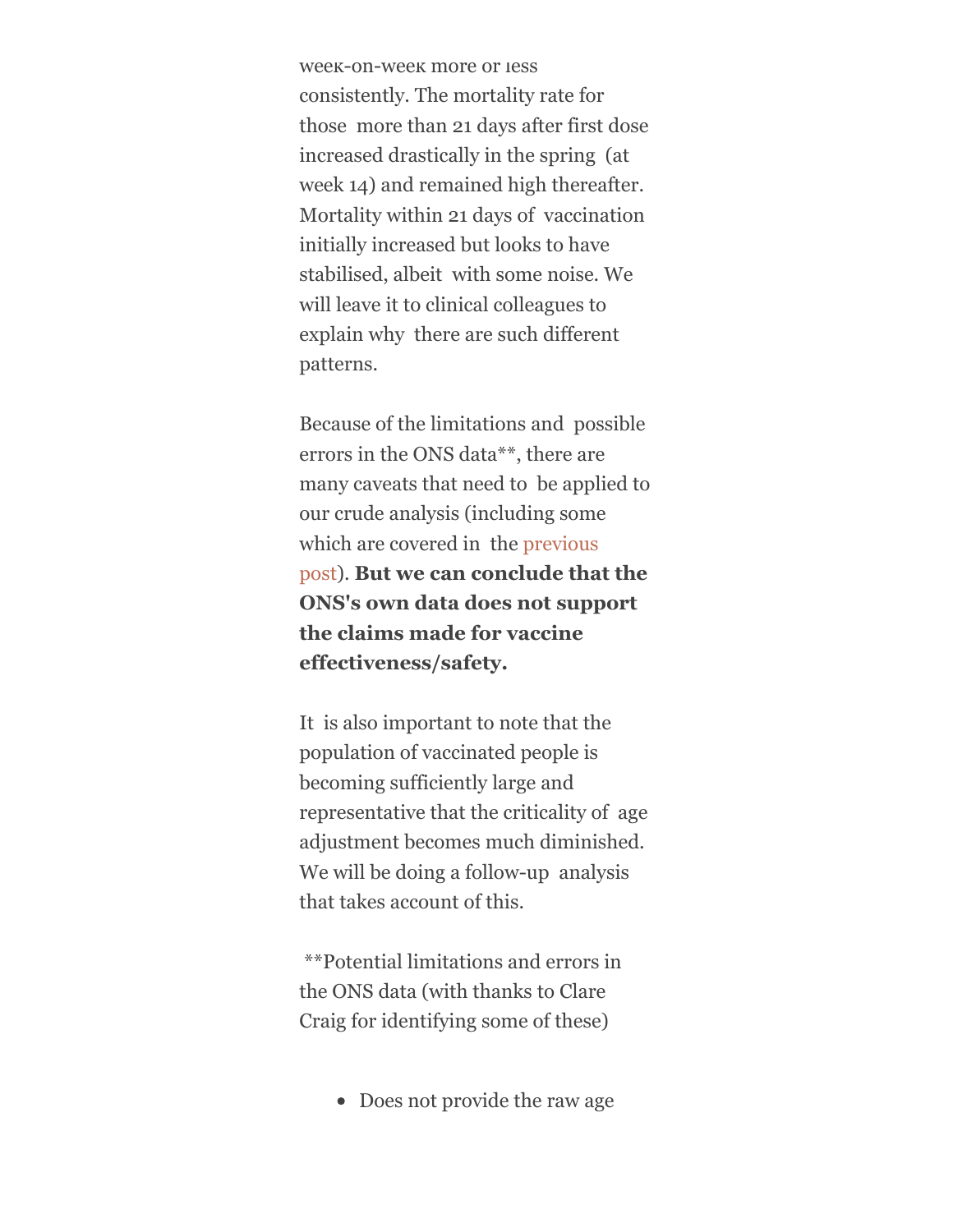week-on-week more or less consistently. The mortality rate for those more than 21 days after first dose increased drastically in the spring (at week 14) and remained high thereafter. Mortality within 21 days of vaccination initially increased but looks to have stabilised, albeit with some noise. We will leave it to clinical colleagues to explain why there are such different patterns.

Because of the limitations and possible errors in the ONS data**, there are many caveats that need to be applied to our crude analysis (including some which are covered in the previous post). **But we can conclude that the ONS's own data does not support the claims made for vaccine effectiveness/safety.**

It is also important to note that the population of vaccinated people is becoming sufficiently large and representative that the criticality of age adjustment becomes much diminished. We will be doing a follow-up analysis that takes account of this.

**Potential limitations and errors in the ONS data (with thanks to Clare Craig for identifying some of these)

- Does not provide the raw age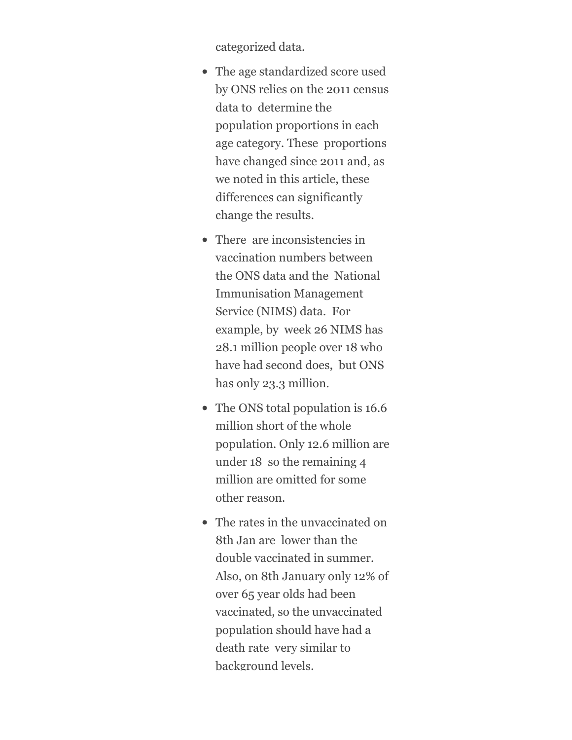categorized data.

- The age standardized score used by ONS relies on the 2011 census data to determine the population proportions in each age category. These proportions have changed since 2011 and, as we noted in this article, these differences can significantly change the results.
- There are inconsistencies in vaccination numbers between the ONS data and the National Immunisation Management Service (NIMS) data. For example, by week 26 NIMS has 28.1 million people over 18 who have had second does, but ONS has only 23.3 million.
- The ONS total population is 16.6 million short of the whole population. Only 12.6 million are under 18 so the remaining 4 million are omitted for some other reason.
- The rates in the unvaccinated on 8th Jan are lower than the double vaccinated in summer. Also, on 8th January only 12% of over 65 year olds had been vaccinated, so the unvaccinated population should have had a death rate very similar to background levels.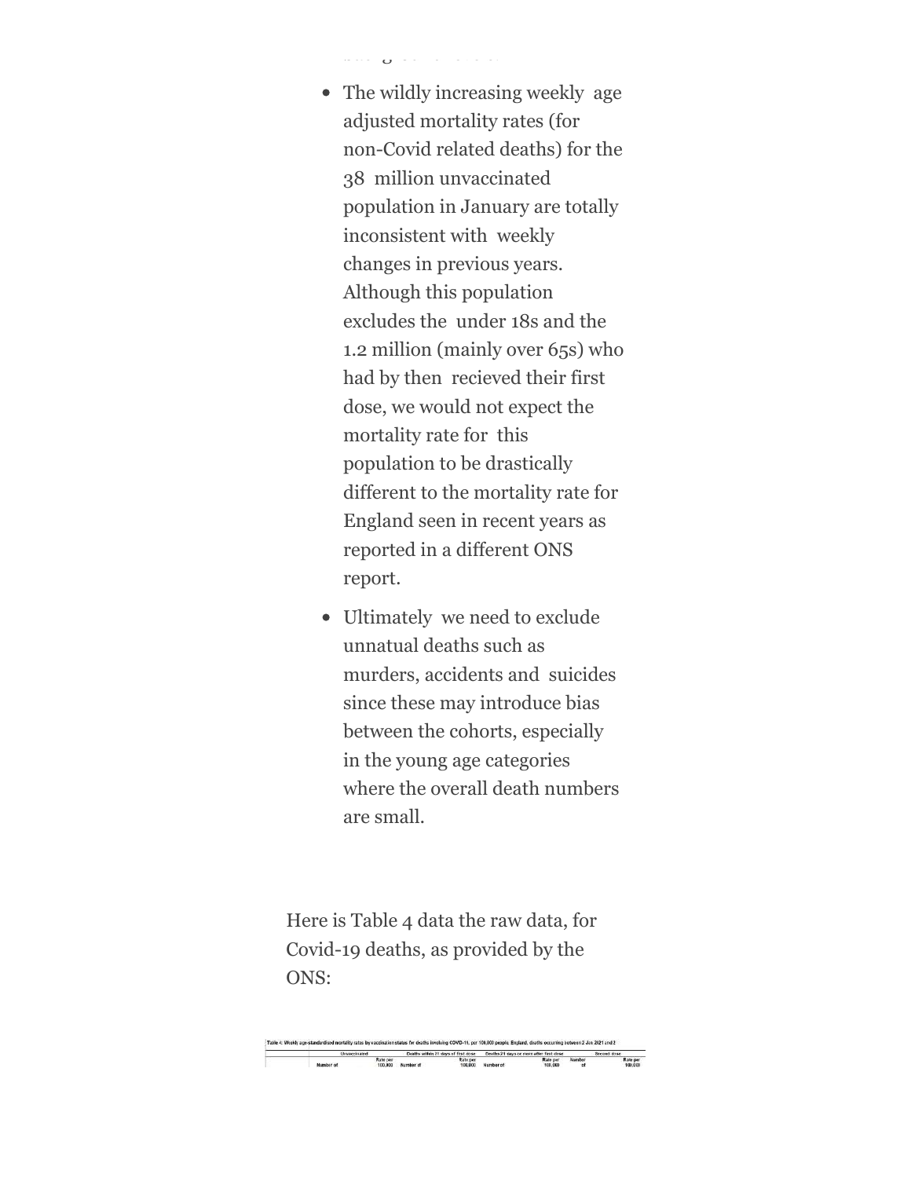- The wildly increasing weekly age adjusted mortality rates (for non-Covid related deaths) for the 38 million unvaccinated population in January are totally inconsistent with weekly changes in previous years. Although this population excludes the under 18s and the 1.2 million (mainly over 65s) who had by then recieved their first dose, we would not expect the mortality rate for this population to be drastically different to the mortality rate for England seen in recent years as reported in a different ONS report.
- Ultimately we need to exclude unnatual deaths such as murders, accidents and suicides since these may introduce bias between the cohorts, especially in the young age categories where the overall death numbers are small.

Here is Table 4 data the raw data, for Covid-19 deaths, as provided by the ONS:

Table 4: Weekly age-standardised mortality rates by vaccination status for deaths involving COVID-19, per 100,000 people, England, deaths occurring between 2 Jan 2021 and 2

| | Unvaccinated | | Deaths within 21 days of first dose | | Deaths 21 days or more after first dose | | Second dose | |
|---|---|---|---|---|---|---|---|---|
| | Number of | Rate per 100,000 | Number of | Rate per 100,000 | Number of | Rate per 100,000 | Number of | Rate per 100,000 |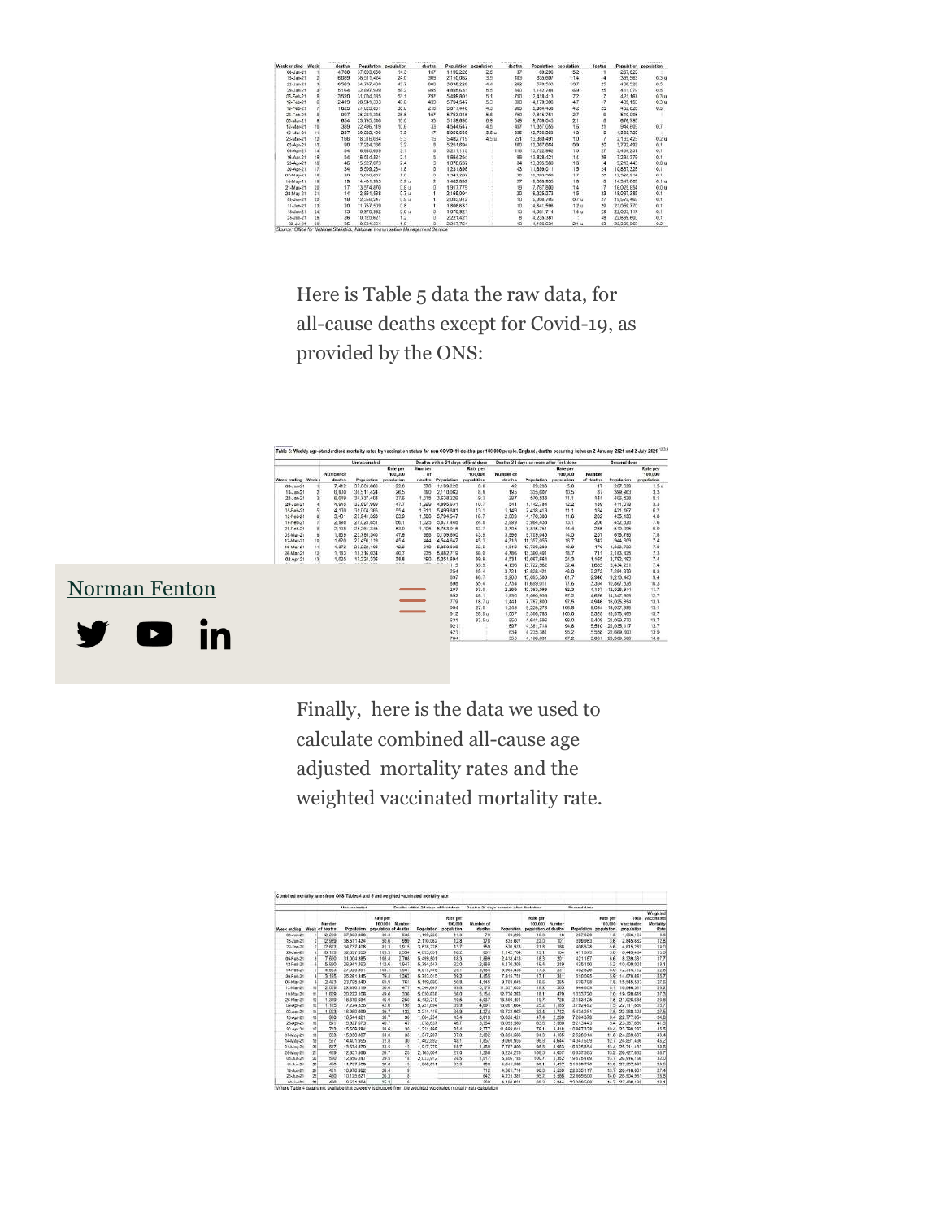| Week ending | Week | deaths | Population | population | deaths | Population | population | deaths | Population | population | deaths | Population | population |
|---|---|---|---|---|---|---|---|---|---|---|---|---|---|
| 08-Jan-21 | 1 | 4,789 | 37,803,686 | 14.3 | 157 | 1,199,228 | 2.5 | 17 | 89,296 | 5.2 | 1 | 267,629 | |
| 15-Jan-21 | 2 | 6,059 | 36,511,424 | 24.0 | 309 | 2,110,962 | 3.5 | 103 | 335,687 | 11.4 | 14 | 369,983 | 0.3 u |
| 22-Jan-21 | 3 | 6,363 | 34,737,408 | 43.7 | 600 | 3,638,226 | 4.4 | 282 | 570,533 | 10.7 | 25 | 405,528 | 0.5 |
| 29-Jan-21 | 4 | 5,164 | 32,897,909 | 55.3 | 995 | 4,895,631 | 5.5 | 340 | 1,142,784 | 8.9 | 25 | 411,079 | 0.5 |
| 05-Feb-21 | 5 | 3,520 | 31,004,385 | 53.1 | 787 | 5,499,801 | 5.1 | 750 | 2,418,413 | 7.2 | 17 | 421,167 | 0.3 u |
| 12-Feb-21 | 6 | 2,419 | 28,941,353 | 48.8 | 439 | 5,794,547 | 5.3 | 880 | 4,170,308 | 4.7 | 17 | 435,150 | 0.3 u |
| 19-Feb-21 | 7 | 1,609 | 27,025,851 | 30.0 | 216 | 5,877,446 | 4.2 | 985 | 5,984,436 | 4.2 | 25 | 452,626 | 0.5 |
| 26-Feb-21 | 8 | 997 | 25,261,365 | 26.5 | 167 | 5,753,015 | 5.6 | 750 | 7,615,751 | 2.7 | 8 | 516,095 | |
| 05-Mar-21 | 9 | 654 | 23,795,540 | 10.0 | 93 | 5,159,690 | 6.9 | 549 | 9,709,045 | 2.1 | 8 | 676,790 | |
| 12-Mar-21 | 10 | 389 | 22,495,119 | 10.5 | 33 | 4,544,547 | 4.5 | 467 | 11,357,055 | 1.5 | 21 | 944,609 | 0.7 |
| 19-Mar-21 | 11 | 237 | 20,222,109 | 7.3 | 17 | 5,050,036 | 3.6 u | 315 | 12,736,283 | 1.2 | 9 | 1,333,720 | |
| 26-Mar-21 | 12 | 166 | 18,316,634 | 5.3 | 15 | 5,482,719 | 4.5 u | 251 | 13,368,491 | 1.0 | 17 | 2,183,425 | 0.2 u |
| 02-Apr-21 | 13 | 90 | 17,224,336 | 3.2 | 8 | 5,251,694 | | 160 | 13,067,664 | 0.9 | 20 | 3,752,492 | 0.1 |
| 09-Apr-21 | 14 | 84 | 16,660,669 | 3.1 | 6 | 3,211,115 | | 118 | 13,722,562 | 1.0 | 27 | 5,434,251 | 0.1 |
| 16-Apr-21 | 15 | 54 | 16,544,821 | 3.1 | 5 | 1,664,254 | | 68 | 13,808,421 | 1.4 | 36 | 7,281,379 | 0.1 |
| 23-Apr-21 | 16 | 46 | 15,927,073 | 2.4 | 3 | 1,078,632 | | 54 | 13,059,580 | 1.8 | 14 | 9,213,443 | 0.0 u |
| 30-Apr-21 | 17 | 34 | 15,599,284 | 1.8 | 0 | 1,231,898 | | 43 | 11,659,011 | 1.5 | 24 | 10,867,328 | 0.1 |
| 07-May-21 | 18 | 20 | 15,030,667 | 1.0 | 0 | 1,347,237 | | 30 | 10,263,056 | 1.7 | 20 | 12,326,914 | 0.1 |
| 14-May-21 | 19 | 19 | 14,401,995 | 0.9 u | 2 | 1,482,892 | | 27 | 9,060,605 | 1.5 | 18 | 14,347,609 | 0.1 u |
| 21-May-21 | 20 | 17 | 13,574,870 | 0.8 u | 0 | 1,917,779 | | 19 | 7,767,600 | 1.4 | 17 | 16,025,854 | 0.0 u |
| 28-May-21 | 21 | 14 | 12,851,588 | 0.7 u | 1 | 2,185,004 | | 20 | 6,225,273 | 1.5 | 23 | 18,037,385 | 0.1 |
| 04-Jun-21 | 22 | 18 | 12,356,247 | 0.8 u | 1 | 2,003,913 | | 10 | 5,306,705 | 0.7 u | 27 | 19,575,469 | 0.1 |
| 11-Jun-21 | 23 | 20 | 11,757,509 | 0.8 | 1 | 1,836,631 | | 10 | 4,641,596 | 1.2 u | 29 | 21,059,770 | 0.1 |
| 18-Jun-21 | 24 | 13 | 10,970,992 | 0.6 u | 1 | 1,970,921 | | 15 | 4,381,714 | 1.4 u | 29 | 22,035,117 | 0.1 |
| 25-Jun-21 | 25 | 26 | 10,129,621 | 1.2 | 0 | 2,221,421 | | 8 | 4,235,381 | | 48 | 22,869,600 | 0.1 |
| 02-Jul-21 | 26 | 35 | 9,534,384 | 1.6 | 0 | 2,217,754 | | 13 | 4,186,631 | 2.1 u | 83 | 23,309,568 | 0.2 |

Source: Office for National Statistics, National Immunisation Management Service

Here is Table 5 the raw data, for all-cause deaths except for Covid-19, as provided by the ONS:

Table 5: Weekly age-standardised mortality rates by vaccination status for non COVID-19 deaths per 100,000 people, England, deaths occurring between 2 January 2021 and 2 July 2021

| | | Unvaccinated | | | Deaths within 21 days of first dose | | | Deaths 21 days or more after first dose | | | Second dose | | |
|---|---|---|---|---|---|---|---|---|---|---|---|---|---|
| Week ending | Week | Number of deaths | Population | Rate per 100,000 population | Number of deaths | Population | Rate per 100,000 population | Number of deaths | Population | Rate per 100,000 population | Number of deaths | Population | Rate per 100,000 population |
| 08-Jan-21 | 1 | 7,412 | 37,803,686 | 22.0 | 378 | 1,199,228 | 8.1 | 42 | 89,296 | 5.8 | 17 | 267,629 | 1.5 u |
| 15-Jan-21 | 2 | 6,800 | 36,511,424 | 26.5 | 690 | 2,110,962 | 8.1 | 195 | 335,687 | 10.5 | 87 | 369,983 | 3.3 |
| 22-Jan-21 | 3 | 6,049 | 34,737,408 | 37.6 | 1,315 | 3,638,226 | 8.3 | 297 | 570,533 | 11.1 | 141 | 405,528 | 5.1 |
| 29-Jan-21 | 4 | 4,946 | 32,897,909 | 47.7 | 1,699 | 4,895,631 | 10.7 | 541 | 1,142,784 | 12.2 | 136 | 411,079 | 3.3 |
| 05-Feb-21 | 5 | 4,100 | 31,004,385 | 55.4 | 1,811 | 5,499,801 | 13.1 | 1,149 | 2,418,413 | 11.1 | 164 | 421,167 | 6.2 |
| 12-Feb-21 | 6 | 3,401 | 28,941,353 | 63.9 | 1,506 | 5,794,547 | 16.7 | 2,009 | 4,170,308 | 11.6 | 202 | 435,150 | 4.8 |
| 19-Feb-21 | 7 | 2,986 | 27,025,851 | 56.1 | 1,229 | 5,877,446 | 24.1 | 2,999 | 5,984,436 | 13.1 | 206 | 452,626 | 7.6 |
| 26-Feb-21 | 8 | 2,198 | 25,261,365 | 53.9 | 1,705 | 5,753,015 | 33.1 | 3,705 | 7,615,751 | 14.4 | 235 | 516,095 | 5.9 |
| 05-Mar-21 | 9 | 1,839 | 23,795,540 | 47.9 | 868 | 5,159,690 | 43.3 | 3,996 | 9,709,045 | 14.5 | 257 | 676,790 | 7.8 |
| 12-Mar-21 | 10 | 1,620 | 22,495,119 | 45.4 | 444 | 4,544,547 | 45.3 | 4,713 | 11,357,055 | 16.7 | 342 | 944,609 | 7.4 |
| 19-Mar-21 | 11 | 1,372 | 20,222,109 | 42.5 | 219 | 5,050,036 | 52.3 | 4,919 | 12,736,283 | 16.9 | 476 | 1,333,720 | 7.0 |
| 26-Mar-21 | 12 | 1,193 | 18,316,634 | 46.7 | 235 | 5,482,719 | 38.6 | 4,786 | 13,368,491 | 18.7 | 711 | 2,183,425 | 7.3 |
| 02-Apr-21 | 13 | 1,025 | 17,224,336 | 38.8 | 190 | 5,251,694 | 39.9 | 4,531 | 13,067,664 | 24.3 | 1,165 | 3,752,492 | 7.4 |
| | | | | | 115 | | 35.1 | 4,156 | 13,722,562 | 32.4 | 1,665 | 5,434,251 | 7.4 |
| | | | | | 294 | | 45.1 | 3,721 | 13,808,421 | 46.0 | 2,273 | 7,281,379 | 8.3 |
| | | | | | 337 | | 46.7 | 3,280 | 13,059,580 | 61.7 | 2,946 | 9,213,443 | 9.4 |
| | | | | | 395 | | 35.4 | 2,734 | 11,659,011 | 77.6 | 3,394 | 10,867,328 | 10.3 |
| | | | | | 397 | | 37.8 | 2,206 | 10,263,056 | 92.3 | 4,137 | 12,326,914 | 11.7 |
| | | | | | 592 | | 48.1 | 1,930 | 9,060,605 | 97.3 | 4,636 | 14,347,609 | 12.7 |
| | | | | | 779 | | 18.7 u | 1,441 | 7,767,600 | 97.5 | 4,946 | 16,025,854 | 13.3 |
| | | | | | 904 | | 27.1 | 1,248 | 6,225,273 | 105.8 | 5,054 | 18,037,385 | 13.1 |
| | | | | | 912 | | 28.5 u | 1,007 | 5,306,705 | 100.0 | 5,020 | 19,575,469 | 13.7 |
| | | | | | 531 | | 33.5 u | 850 | 4,641,596 | 98.0 | 5,408 | 21,059,770 | 13.7 |
| | | | | | 921 | | | 807 | 4,381,714 | 94.8 | 5,510 | 22,035,117 | 13.7 |
| | | | | | 421 | | | 634 | 4,235,381 | 95.2 | 5,530 | 22,869,600 | 13.9 |
| | | | | | 784 | | | 556 | 4,186,631 | 87.2 | 5,881 | 23,309,568 | 14.6 |

Finally, here is the data we used to calculate combined all-cause age adjusted mortality rates and the weighted vaccinated mortality rate.

Combined mortality rates from ONS Tables 4 and 5 and weighted vaccinated mortality rate

| | | Unvaccinated | | | Deaths within 21 days of first dose | | | Deaths 21 days or more after first dose | | | Second dose | | | | |
|---|---|---|---|---|---|---|---|---|---|---|---|---|---|---|---|
| Week ending | Week of | Number of deaths | Population | Rate per 100,000 population | Number of deaths | Population | Rate per 100,000 population | Number of deaths | Population | Rate per 100,000 population | Number of deaths | Population | Rate per 100,000 population | Total vaccinated population | Weighted Vaccinated Mortality Rate |
| 08-Jan-21 | 1 | 12,200 | 37,803,686 | 36.3 | 535 | 1,199,228 | 11.9 | 59 | 89,296 | 10.0 | 18 | 267,629 | 1.5 | 1,556,153 | 9.6 |
| 15-Jan-21 | 2 | 12,859 | 36,511,424 | 50.5 | 999 | 2,110,962 | 12.6 | 298 | 335,687 | 22.0 | 101 | 369,983 | 3.6 | 2,816,632 | 12.6 |
| 22-Jan-21 | 3 | 12,612 | 34,737,408 | 81.3 | 1,915 | 3,638,226 | 13.7 | 579 | 570,533 | 21.8 | 166 | 405,528 | 5.6 | 4,615,287 | 14.0 |
| 29-Jan-21 | 4 | 10,110 | 32,897,909 | 103.0 | 2,694 | 4,895,631 | 16.2 | 881 | 1,142,784 | 21.1 | 161 | 411,079 | 3.8 | 6,449,494 | 15.9 |
| 05-Feb-21 | 5 | 7,620 | 31,004,385 | 108.5 | 2,598 | 5,499,801 | 18.2 | 1,899 | 2,418,413 | 18.3 | 181 | 421,167 | 6.6 | 8,339,381 | 17.7 |
| 12-Feb-21 | 6 | 5,820 | 28,941,353 | 112.8 | 1,945 | 5,794,547 | 22.0 | 2,889 | 4,170,308 | 16.4 | 219 | 435,150 | 5.2 | 10,400,005 | 19.1 |
| 19-Feb-21 | 7 | 4,595 | 27,025,851 | 86.1 | 1,445 | 5,877,446 | 28.1 | 3,984 | 5,984,436 | 17.3 | 231 | 452,626 | 8.0 | 12,314,508 | 22.0 |
| 26-Feb-21 | 8 | 3,195 | 25,261,365 | 79.4 | 1,340 | 5,753,015 | 38.7 | 4,455 | 7,615,751 | 17.1 | 261 | 516,095 | 5.9 | 13,884,861 | 25.7 |
| 05-Mar-21 | 9 | 2,493 | 23,795,540 | 65.8 | 761 | 5,159,690 | 50.2 | 4,545 | 9,709,045 | 16.6 | 265 | 676,790 | 7.8 | 15,545,525 | 27.6 |
| 12-Mar-21 | 10 | 2,009 | 22,495,119 | 55.9 | 477 | 4,544,547 | 49.8 | 5,180 | 11,357,055 | 18.2 | 363 | 944,609 | 8.1 | 16,846,211 | 25.2 |
| 19-Mar-21 | 11 | 1,609 | 20,222,109 | 49.8 | 236 | 5,050,036 | 56.0 | 5,234 | 12,736,283 | 18.1 | 485 | 1,333,720 | 7.0 | 19,120,039 | 27.3 |
| 26-Mar-21 | 12 | 1,349 | 18,316,634 | 52.0 | 250 | 5,482,719 | 42.5 | 5,037 | 13,368,491 | 19.7 | 728 | 2,183,425 | 7.5 | 21,034,635 | 23.8 |
| 02-Apr-21 | 13 | 1,115 | 17,224,336 | 42.0 | 198 | 5,251,694 | 39.9 | 4,691 | 13,067,664 | 25.2 | 1,185 | 3,752,492 | 7.5 | 22,071,850 | 25.7 |
| 09-Apr-21 | 14 | 1,003 | 16,660,669 | 38.7 | 121 | 3,211,115 | 35.9 | 4,274 | 13,722,562 | 33.4 | 1,712 | 5,434,251 | 7.5 | 22,368,104 | 25.4 |
| 16-Apr-21 | 15 | 828 | 16,544,821 | 38.7 | 94 | 1,664,254 | 45.4 | 3,819 | 13,808,421 | 47.4 | 2,299 | 7,281,379 | 8.4 | 22,777,054 | 34.8 |
| 23-Apr-21 | 16 | 841 | 15,927,073 | 43.7 | 47 | 1,078,632 | 46.7 | 3,364 | 13,059,580 | 63.5 | 2,960 | 9,213,443 | 9.4 | 23,387,608 | 41.5 |
| 30-Apr-21 | 17 | 713 | 15,599,284 | 38.6 | 36 | 1,231,898 | 35.4 | 2,777 | 11,659,011 | 79.1 | 3,418 | 10,867,328 | 10.4 | 23,758,237 | 45.5 |
| 07-May-21 | 18 | 623 | 15,030,667 | 33.8 | 30 | 1,347,237 | 37.8 | 2,392 | 10,263,056 | 94.0 | 4,165 | 12,326,914 | 11.8 | 24,089,607 | 49.4 |
| 14-May-21 | 19 | 597 | 14,401,995 | 31.8 | 36 | 1,482,892 | 48.1 | 1,957 | 9,060,605 | 98.8 | 4,654 | 14,347,609 | 12.7 | 24,891,436 | 45.2 |
| 21-May-21 | 20 | 517 | 13,574,870 | 33.5 | 15 | 1,917,779 | 18.7 | 1,460 | 7,767,600 | 98.9 | 4,963 | 16,025,854 | 13.4 | 25,711,233 | 38.6 |
| 28-May-21 | 21 | 489 | 12,851,588 | 38.7 | 20 | 2,185,004 | 27.0 | 1,268 | 6,225,273 | 106.3 | 5,057 | 18,037,385 | 13.2 | 26,427,662 | 36.7 |
| 04-Jun-21 | 22 | 520 | 12,356,247 | 39.5 | 14 | 2,003,913 | 28.5 | 1,017 | 5,306,705 | 100.7 | 5,352 | 19,575,469 | 13.7 | 26,916,166 | 33.0 |
| 11-Jun-21 | 23 | 460 | 11,757,509 | 35.8 | 15 | 1,836,631 | 33.5 | 860 | 4,641,596 | 99.1 | 5,437 | 21,059,770 | 13.8 | 27,087,997 | 29.5 |
| 18-Jun-21 | 24 | 481 | 10,970,992 | 36.4 | 9 | | | 712 | 4,381,714 | 96.0 | 5,539 | 22,035,117 | 13.7 | 26,416,831 | 27.4 |
| 25-Jun-21 | 25 | 480 | 10,129,621 | 36.3 | 6 | | | 642 | 4,235,381 | 95.2 | 5,588 | 22,869,600 | 14.0 | 26,504,981 | 25.8 |
| 02-Jul-21 | 26 | 450 | 9,534,384 | 35.3 | 6 | | | 569 | 4,186,631 | 89.0 | 5,964 | 23,309,568 | 14.7 | 27,496,199 | 26.1 |

Where Table 4 data is not available that category is dropped from the weighted vaccinated mortality rate calculation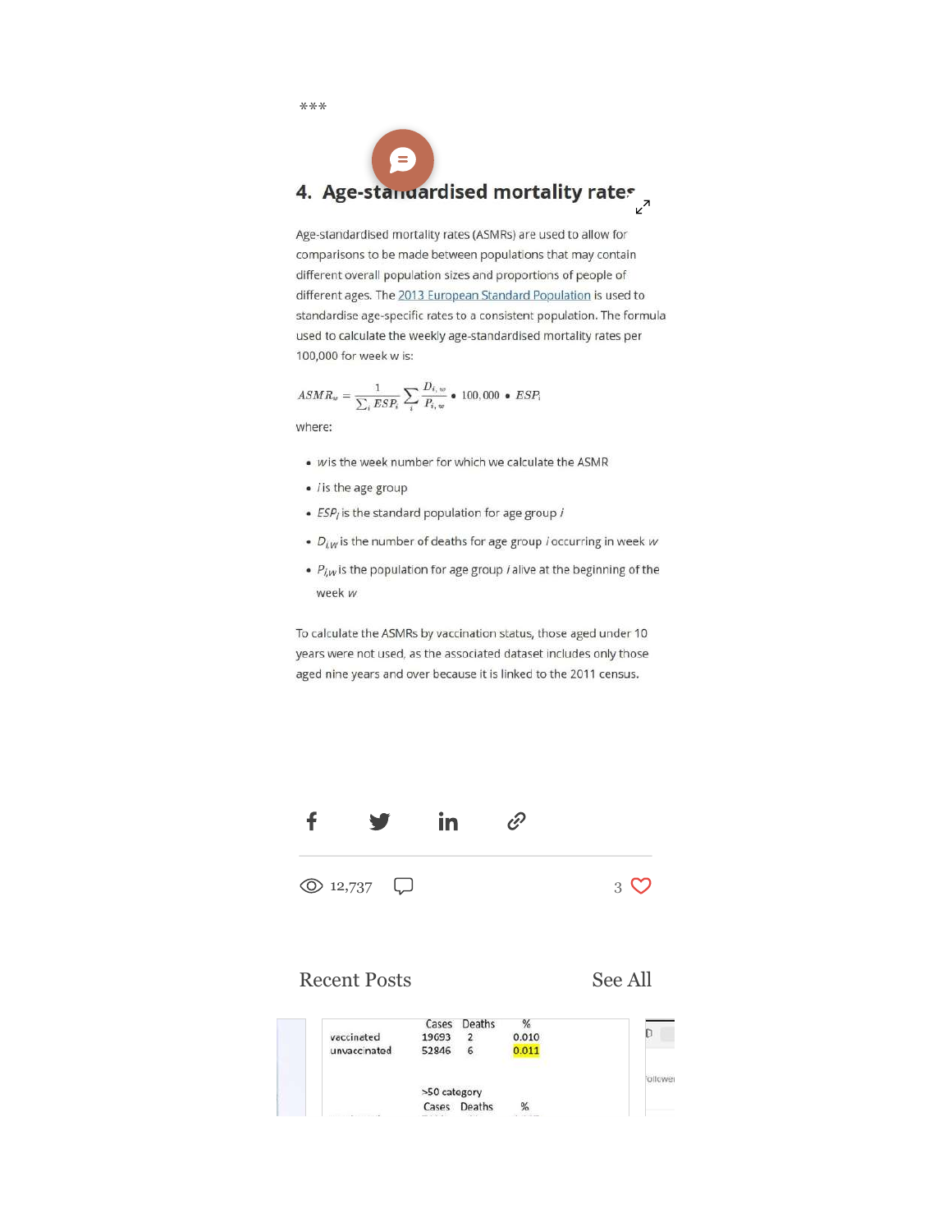***

## 4. Age-standardised mortality rates

Age-standardised mortality rates (ASMRs) are used to allow for comparisons to be made between populations that may contain different overall population sizes and proportions of people of different ages. The 2013 European Standard Population is used to standardise age-specific rates to a consistent population. The formula used to calculate the weekly age-standardised mortality rates per 100,000 for week w is:

$$ASMR_w = \frac{1}{\sum_i ESP_i} \sum_i \frac{D_{i,w}}{P_{i,w}} \bullet 100,000 \bullet ESP_i$$

where:

- $w$ is the week number for which we calculate the ASMR
- $i$ is the age group
- $ESP_i$ is the standard population for age group $i$
- $D_{i,w}$ is the number of deaths for age group $i$ occurring in week $w$
- $P_{i,w}$ is the population for age group $i$ alive at the begining of the week $w$

To calculate the ASMRs by vaccination status, those aged under 10 years were not used, as the associated dataset includes only those aged nine years and over because it is linked to the 2011 census.

12,737

3

Recent Posts

See All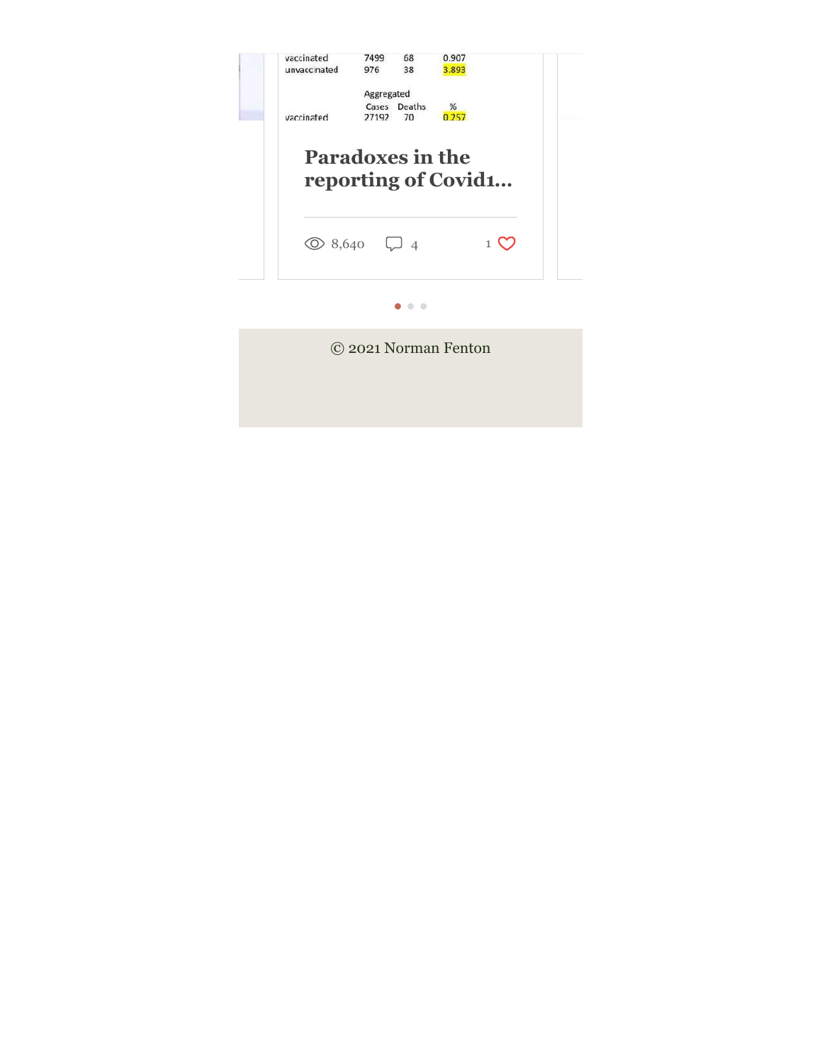| | | | |
|---|---|---|---|
| vaccinated | 7499 | 68 | 0.907 |
| unvaccinated | 976 | 38 | 3.893 |

Aggregated

| | Cases | Deaths | % |
|---|---|---|---|
| vaccinated | 27192 | 70 | 0.257 |

**Paradoxes in the reporting of Covid1...**

8,640 4 1

© 2021 Norman Fenton